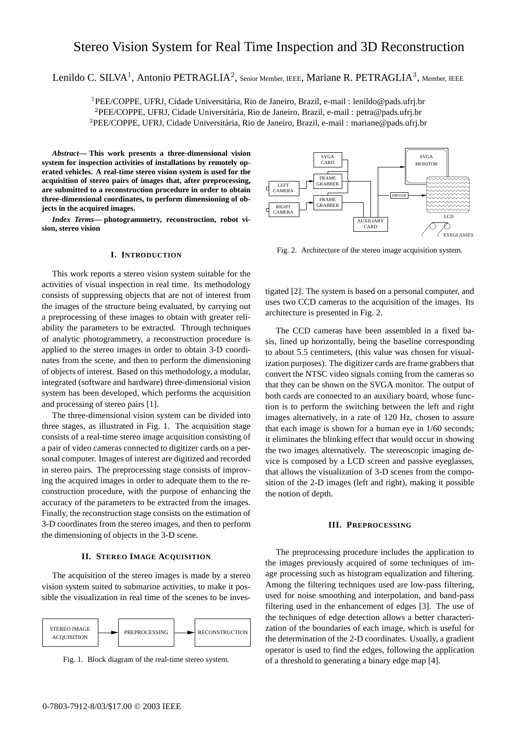# Stereo Vision System for Real Time Inspection and 3D Reconstruction

Lenildo C. SILVA[1], Antonio PETRAGLIA[2], Senior Member, IEEE, Mariane R. PETRAGLIA[3], Member, IEEE

[1]PEE/COPPE, UFRJ, Cidade Universitária, Rio de Janeiro, Brazil, e-mail : lenildo@pads.ufrj.br
[2]PEE/COPPE, UFRJ, Cidade Universitária, Rio de Janeiro, Brazil, e-mail : petra@pads.ufrj.br
[3]PEE/COPPE, UFRJ, Cidade Universitária, Rio de Janeiro, Brazil, e-mail : mariane@pads.ufrj.br

***Abstract*— This work presents a three-dimensional vision system for inspection activities of installations by remotely operated vehicles. A real-time stereo vision system is used for the acquisition of stereo pairs of images that, after preprocessing, are submitted to a reconstruction procedure in order to obtain three-dimensional coordinates, to perform dimensioning of objects in the acquired images.**

***Index Terms*— photogrammetry, reconstruction, robot vision, stereo vision**

## I. Introduction

This work reports a stereo vision system suitable for the activities of visual inspection in real time. Its methodology consists of suppressing objects that are not of interest from the images of the structure being evaluated, by carrying out a preprocessing of these images to obtain with greater reliability the parameters to be extracted. Through techniques of analytic photogrammetry, a reconstruction procedure is applied to the stereo images in order to obtain 3-D coordinates from the scene, and then to perform the dimensioning of objects of interest. Based on this methodology, a modular, integrated (software and hardware) three-dimensional vision system has been developed, which performs the acquisition and processing of stereo pairs [1].

The three-dimensional vision system can be divided into three stages, as illustrated in Fig. 1. The acquisition stage consists of a real-time stereo image acquisition consisting of a pair of video cameras connected to digitizer cards on a personal computer. Images of interest are digitized and recorded in stereo pairs. The preprocessing stage consists of improving the acquired images in order to adequate them to the reconstruction procedure, with the purpose of enhancing the accuracy of the parameters to be extracted from the images. Finally, the reconstruction stage consists on the estimation of 3-D coordinates from the stereo images, and then to perform the dimensioning of objects in the 3-D scene.

STEREO IMAGE ACQUISITION → PREPROCESSING → RECONSTRUCTION

Fig. 1. Block diagram of the real-time stereo system.

## II. Stereo Image Acquisition

The acquisition of the stereo images is made by a stereo vision system suited to submarine activities, to make it possible the visualization in real time of the scenes to be investigated [2]. The system is based on a personal computer, and uses two CCD cameras to the acquisition of the images. Its architecture is presented in Fig. 2.

Fig. 2. Architecture of the stereo image acquisition system.

The CCD cameras have been assembled in a fixed basis, lined up horizontally, being the baseline corresponding to about 5.5 centimeters, (this value was chosen for visualization purposes). The digitizer cards are frame grabbers that convert the NTSC video signals coming from the cameras so that they can be shown on the SVGA monitor. The output of both cards are connected to an auxiliary board, whose function is to perform the switching between the left and right images alternatively, in a rate of 120 Hz, chosen to assure that each image is shown for a human eye in 1/60 seconds; it eliminates the blinking effect that would occur in showing the two images alternatively. The stereoscopic imaging device is composed by a LCD screen and passive eyeglasses, that allows the visualization of 3-D scenes from the composition of the 2-D images (left and right), making it possible the notion of depth.

## III. Preprocessing

The preprocessing procedure includes the application to the images previously acquired of some techniques of image processing such as histogram equalization and filtering. Among the filtering techniques used are low-pass filtering, used for noise smoothing and interpolation, and band-pass filtering used in the enhancement of edges [3]. The use of the techniques of edge detection allows a better characterization of the boundaries of each image, which is useful for the determination of the 2-D coordinates. Usually, a gradient operator is used to find the edges, following the application of a threshold to generating a binary edge map [4].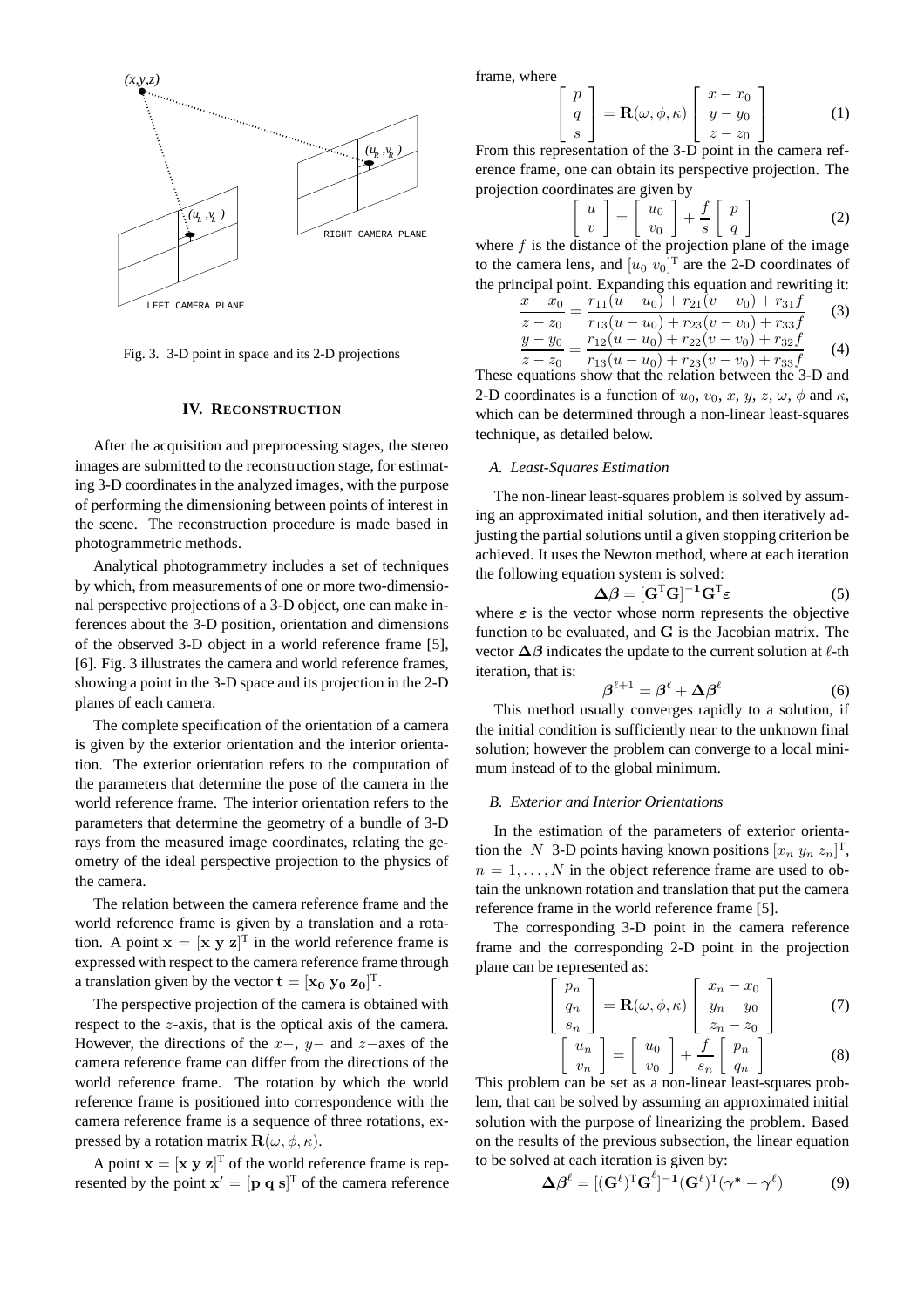Fig. 3. 3-D point in space and its 2-D projections

## IV. Reconstruction

After the acquisition and preprocessing stages, the stereo images are submitted to the reconstruction stage, for estimating 3-D coordinates in the analyzed images, with the purpose of performing the dimensioning between points of interest in the scene. The reconstruction procedure is made based in photogrammetric methods.

Analytical photogrammetry includes a set of techniques by which, from measurements of one or more two-dimensional perspective projections of a 3-D object, one can make inferences about the 3-D position, orientation and dimensions of the observed 3-D object in a world reference frame [5], [6]. Fig. 3 illustrates the camera and world reference frames, showing a point in the 3-D space and its projection in the 2-D planes of each camera.

The complete specification of the orientation of a camera is given by the exterior orientation and the interior orientation. The exterior orientation refers to the computation of the parameters that determine the pose of the camera in the world reference frame. The interior orientation refers to the parameters that determine the geometry of a bundle of 3-D rays from the measured image coordinates, relating the geometry of the ideal perspective projection to the physics of the camera.

The relation between the camera reference frame and the world reference frame is given by a translation and a rotation. A point $\mathbf{x} = [\mathbf{x}\ \mathbf{y}\ \mathbf{z}]^{\mathrm{T}}$ in the world reference frame is expressed with respect to the camera reference frame through a translation given by the vector $\mathbf{t} = [\mathbf{x_0}\ \mathbf{y_0}\ \mathbf{z_0}]^{\mathrm{T}}$.

The perspective projection of the camera is obtained with respect to the $z$-axis, that is the optical axis of the camera. However, the directions of the $x-$, $y-$ and $z-$axes of the camera reference frame can differ from the directions of the world reference frame. The rotation by which the world reference frame is positioned into correspondence with the camera reference frame is a sequence of three rotations, expressed by a rotation matrix $\mathbf{R}(\omega, \phi, \kappa)$.

A point $\mathbf{x} = [\mathbf{x}\ \mathbf{y}\ \mathbf{z}]^{\mathrm{T}}$ of the world reference frame is represented by the point $\mathbf{x}' = [\mathbf{p}\ \mathbf{q}\ \mathbf{s}]^{\mathrm{T}}$ of the camera reference frame, where

$$\begin{bmatrix} p \\ q \\ s \end{bmatrix} = \mathbf{R}(\omega, \phi, \kappa) \begin{bmatrix} x - x_0 \\ y - y_0 \\ z - z_0 \end{bmatrix} \tag{1}$$

From this representation of the 3-D point in the camera reference frame, one can obtain its perspective projection. The projection coordinates are given by

$$\begin{bmatrix} u \\ v \end{bmatrix} = \begin{bmatrix} u_0 \\ v_0 \end{bmatrix} + \frac{f}{s} \begin{bmatrix} p \\ q \end{bmatrix} \tag{2}$$

where $f$ is the distance of the projection plane of the image to the camera lens, and $[u_0\ v_0]^{\mathrm{T}}$ are the 2-D coordinates of the principal point. Expanding this equation and rewriting it:

$$\frac{x - x_0}{z - z_0} = \frac{r_{11}(u - u_0) + r_{21}(v - v_0) + r_{31}f}{r_{13}(u - u_0) + r_{23}(v - v_0) + r_{33}f} \tag{3}$$

$$\frac{y - y_0}{z - z_0} = \frac{r_{12}(u - u_0) + r_{22}(v - v_0) + r_{32}f}{r_{13}(u - u_0) + r_{23}(v - v_0) + r_{33}f} \tag{4}$$

These equations show that the relation between the 3-D and 2-D coordinates is a function of $u_0$, $v_0$, $x$, $y$, $z$, $\omega$, $\phi$ and $\kappa$, which can be determined through a non-linear least-squares technique, as detailed below.

### A. Least-Squares Estimation

The non-linear least-squares problem is solved by assuming an approximated initial solution, and then iteratively adjusting the partial solutions until a given stopping criterion be achieved. It uses the Newton method, where at each iteration the following equation system is solved:

$$\boldsymbol{\Delta\beta} = [\mathbf{G}^{\mathrm{T}}\mathbf{G}]^{-\mathbf{1}}\mathbf{G}^{\mathrm{T}}\boldsymbol{\varepsilon} \tag{5}$$

where $\boldsymbol{\varepsilon}$ is the vector whose norm represents the objective function to be evaluated, and $\mathbf{G}$ is the Jacobian matrix. The vector $\boldsymbol{\Delta\beta}$ indicates the update to the current solution at $\ell$-th iteration, that is:

$$\boldsymbol{\beta}^{\ell+1} = \boldsymbol{\beta}^{\ell} + \boldsymbol{\Delta\beta}^{\ell} \tag{6}$$

This method usually converges rapidly to a solution, if the initial condition is sufficiently near to the unknown final solution; however the problem can converge to a local minimum instead of to the global minimum.

### B. Exterior and Interior Orientations

In the estimation of the parameters of exterior orientation the $N$ 3-D points having known positions $[x_n\ y_n\ z_n]^{\mathrm{T}}$, $n = 1, \ldots, N$ in the object reference frame are used to obtain the unknown rotation and translation that put the camera reference frame in the world reference frame [5].

The corresponding 3-D point in the camera reference frame and the corresponding 2-D point in the projection plane can be represented as:

$$\begin{bmatrix} p_n \\ q_n \\ s_n \end{bmatrix} = \mathbf{R}(\omega, \phi, \kappa) \begin{bmatrix} x_n - x_0 \\ y_n - y_0 \\ z_n - z_0 \end{bmatrix} \tag{7}$$

$$\begin{bmatrix} u_n \\ v_n \end{bmatrix} = \begin{bmatrix} u_0 \\ v_0 \end{bmatrix} + \frac{f}{s_n} \begin{bmatrix} p_n \\ q_n \end{bmatrix} \tag{8}$$

This problem can be set as a non-linear least-squares problem, that can be solved by assuming an approximated initial solution with the purpose of linearizing the problem. Based on the results of the previous subsection, the linear equation to be solved at each iteration is given by:

$$\boldsymbol{\Delta\beta}^{\ell} = [(\mathbf{G}^{\ell})^{\mathrm{T}}\mathbf{G}^{\ell}]^{-\mathbf{1}}(\mathbf{G}^{\ell})^{\mathrm{T}}(\boldsymbol{\gamma}^{*} - \boldsymbol{\gamma}^{\ell}) \tag{9}$$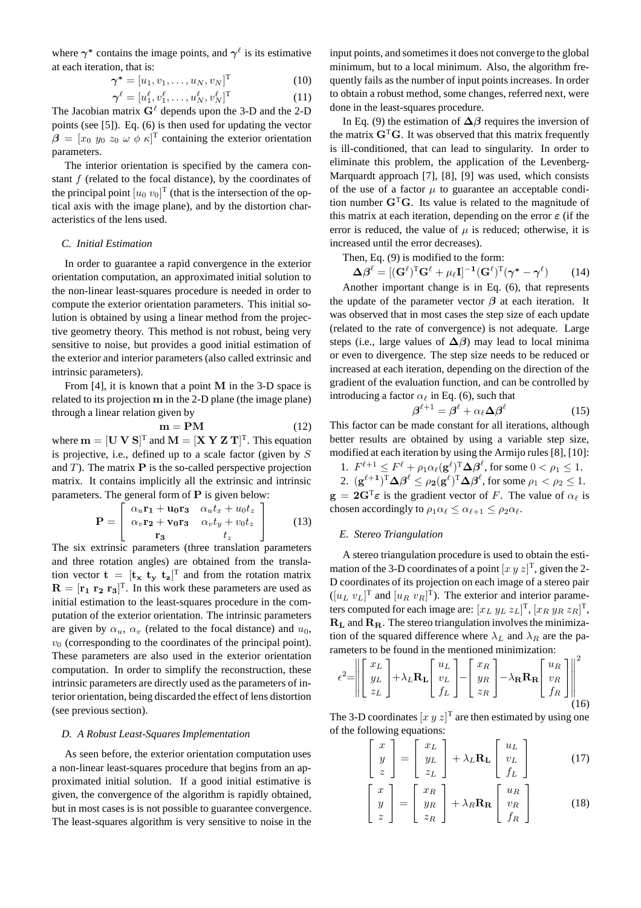where $\boldsymbol{\gamma}^*$ contains the image points, and $\boldsymbol{\gamma}^\ell$ is its estimative at each iteration, that is:

$$\boldsymbol{\gamma}^* = [u_1, v_1, \ldots, u_N, v_N]^{\mathrm{T}} \tag{10}$$

$$\boldsymbol{\gamma}^\ell = [u_1^\ell, v_1^\ell, \ldots, u_N^\ell, v_N^\ell]^{\mathrm{T}} \tag{11}$$

The Jacobian matrix $\mathbf{G}^\ell$ depends upon the 3-D and the 2-D points (see [5]). Eq. (6) is then used for updating the vector $\boldsymbol{\beta} = [x_0\ y_0\ z_0\ \omega\ \phi\ \kappa]^{\mathrm{T}}$ containing the exterior orientation parameters.

The interior orientation is specified by the camera constant $f$ (related to the focal distance), by the coordinates of the principal point $[u_0\ v_0]^{\mathrm{T}}$ (that is the intersection of the optical axis with the image plane), and by the distortion characteristics of the lens used.

### C. Initial Estimation

In order to guarantee a rapid convergence in the exterior orientation computation, an approximated initial solution to the non-linear least-squares procedure is needed in order to compute the exterior orientation parameters. This initial solution is obtained by using a linear method from the projective geometry theory. This method is not robust, being very sensitive to noise, but provides a good initial estimation of the exterior and interior parameters (also called extrinsic and intrinsic parameters).

From [4], it is known that a point $\mathbf{M}$ in the 3-D space is related to its projection $\mathbf{m}$ in the 2-D plane (the image plane) through a linear relation given by

$$\mathbf{m} = \mathbf{P}\mathbf{M} \tag{12}$$

where $\mathbf{m} = [\mathbf{U}\ \mathbf{V}\ \mathbf{S}]^{\mathrm{T}}$ and $\mathbf{M} = [\mathbf{X}\ \mathbf{Y}\ \mathbf{Z}\ \mathbf{T}]^{\mathrm{T}}$. This equation is projective, i.e., defined up to a scale factor (given by $S$ and $T$). The matrix $\mathbf{P}$ is the so-called perspective projection matrix. It contains implicitly all the extrinsic and intrinsic parameters. The general form of $\mathbf{P}$ is given below:

$$\mathbf{P} = \begin{bmatrix} \alpha_u \mathbf{r_1} + \mathbf{u_0}\mathbf{r_3} & \alpha_u t_x + u_0 t_z \\ \alpha_v \mathbf{r_2} + \mathbf{v_0}\mathbf{r_3} & \alpha_v t_y + v_0 t_z \\ \mathbf{r_3} & t_z \end{bmatrix} \tag{13}$$

The six extrinsic parameters (three translation parameters and three rotation angles) are obtained from the translation vector $\mathbf{t} = [\mathbf{t_x}\ \mathbf{t_y}\ \mathbf{t_z}]^{\mathrm{T}}$ and from the rotation matrix $\mathbf{R} = [\mathbf{r_1}\ \mathbf{r_2}\ \mathbf{r_3}]^{\mathrm{T}}$. In this work these parameters are used as initial estimation to the least-squares procedure in the computation of the exterior orientation. The intrinsic parameters are given by $\alpha_u$, $\alpha_v$ (related to the focal distance) and $u_0$, $v_0$ (corresponding to the coordinates of the principal point). These parameters are also used in the exterior orientation computation. In order to simplify the reconstruction, these intrinsic parameters are directly used as the parameters of interior orientation, being discarded the effect of lens distortion (see previous section).

### D. A Robust Least-Squares Implementation

As seen before, the exterior orientation computation uses a non-linear least-squares procedure that begins from an approximated initial solution. If a good initial estimative is given, the convergence of the algorithm is rapidly obtained, but in most cases is is not possible to guarantee convergence. The least-squares algorithm is very sensitive to noise in the input points, and sometimes it does not converge to the global minimum, but to a local minimum. Also, the algorithm frequently fails as the number of input points increases. In order to obtain a robust method, some changes, referred next, were done in the least-squares procedure.

In Eq. (9) the estimation of $\boldsymbol{\Delta\beta}$ requires the inversion of the matrix $\mathbf{G}^{\mathrm{T}}\mathbf{G}$. It was observed that this matrix frequently is ill-conditioned, that can lead to singularity. In order to eliminate this problem, the application of the Levenberg-Marquardt approach [7], [8], [9] was used, which consists of the use of a factor $\mu$ to guarantee an acceptable condition number $\mathbf{G}^{\mathrm{T}}\mathbf{G}$. Its value is related to the magnitude of this matrix at each iteration, depending on the error $\varepsilon$ (if the error is reduced, the value of $\mu$ is reduced; otherwise, it is increased until the error decreases).

Then, Eq. (9) is modified to the form:

$$\boldsymbol{\Delta\beta}^\ell = [(\mathbf{G}^\ell)^{\mathrm{T}}\mathbf{G}^\ell + \mu_\ell \mathbf{I}]^{-\mathbf{1}}(\mathbf{G}^\ell)^{\mathrm{T}}(\boldsymbol{\gamma}^* - \boldsymbol{\gamma}^\ell) \tag{14}$$

Another important change is in Eq. (6), that represents the update of the parameter vector $\boldsymbol{\beta}$ at each iteration. It was observed that in most cases the step size of each update (related to the rate of convergence) is not adequate. Large steps (i.e., large values of $\boldsymbol{\Delta\beta}$) may lead to local minima or even to divergence. The step size needs to be reduced or increased at each iteration, depending on the direction of the gradient of the evaluation function, and can be controlled by introducing a factor $\alpha_\ell$ in Eq. (6), such that

$$\boldsymbol{\beta}^{\ell+1} = \boldsymbol{\beta}^\ell + \alpha_\ell \boldsymbol{\Delta\beta}^\ell \tag{15}$$

This factor can be made constant for all iterations, although better results are obtained by using a variable step size, modified at each iteration by using the Armijo rules [8], [10]:

1. $F^{\ell+1} \leq F^\ell + \rho_1 \alpha_\ell (\mathbf{g}^\ell)^{\mathrm{T}} \boldsymbol{\Delta\beta}^\ell$, for some $0 < \rho_1 \leq 1$.
2. $(\mathbf{g}^{\ell+\mathbf{1}})^{\mathrm{T}} \boldsymbol{\Delta\beta}^\ell \leq \rho_\mathbf{2} (\mathbf{g}^\ell)^{\mathrm{T}} \boldsymbol{\Delta\beta}^\ell$, for some $\rho_1 < \rho_2 \leq 1$.

$\mathbf{g} = \mathbf{2}\mathbf{G}^{\mathrm{T}}\varepsilon$ is the gradient vector of $F$. The value of $\alpha_\ell$ is chosen accordingly to $\rho_1 \alpha_\ell \leq \alpha_{\ell+1} \leq \rho_2 \alpha_\ell$.

### E. Stereo Triangulation

A stereo triangulation procedure is used to obtain the estimation of the 3-D coordinates of a point $[x\ y\ z]^{\mathrm{T}}$, given the 2-D coordinates of its projection on each image of a stereo pair ($[u_L\ v_L]^{\mathrm{T}}$ and $[u_R\ v_R]^{\mathrm{T}}$). The exterior and interior parameters computed for each image are: $[x_L\ y_L\ z_L]^{\mathrm{T}}$, $[x_R\ y_R\ z_R]^{\mathrm{T}}$, $\mathbf{R_L}$ and $\mathbf{R_R}$. The stereo triangulation involves the minimization of the squared difference where $\lambda_L$ and $\lambda_R$ are the parameters to be found in the mentioned minimization:

$$\epsilon^2 = \left\| \begin{bmatrix} x_L \\ y_L \\ z_L \end{bmatrix} + \lambda_L \mathbf{R_L} \begin{bmatrix} u_L \\ v_L \\ f_L \end{bmatrix} - \begin{bmatrix} x_R \\ y_R \\ z_R \end{bmatrix} - \lambda_R \mathbf{R_R} \begin{bmatrix} u_R \\ v_R \\ f_R \end{bmatrix} \right\|^2 \tag{16}$$

The 3-D coordinates $[x\ y\ z]^{\mathrm{T}}$ are then estimated by using one of the following equations:

$$\begin{bmatrix} x \\ y \\ z \end{bmatrix} = \begin{bmatrix} x_L \\ y_L \\ z_L \end{bmatrix} + \lambda_L \mathbf{R_L} \begin{bmatrix} u_L \\ v_L \\ f_L \end{bmatrix} \tag{17}$$

$$\begin{bmatrix} x \\ y \\ z \end{bmatrix} = \begin{bmatrix} x_R \\ y_R \\ z_R \end{bmatrix} + \lambda_R \mathbf{R_R} \begin{bmatrix} u_R \\ v_R \\ f_R \end{bmatrix} \tag{18}$$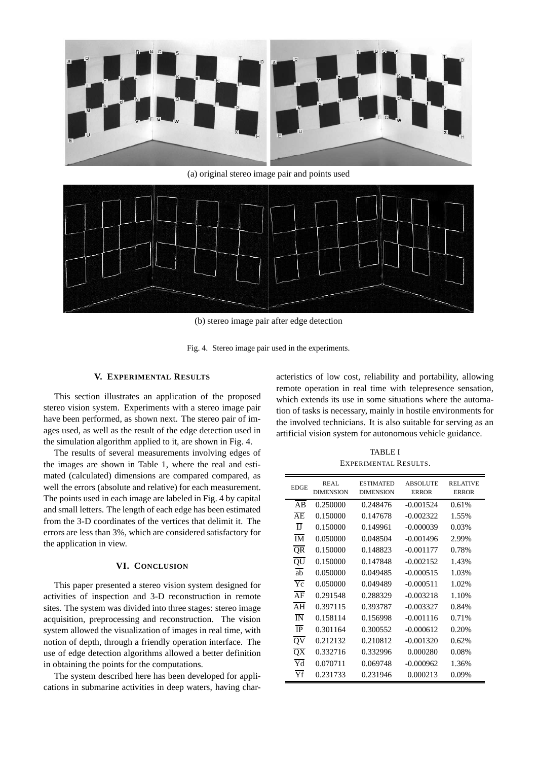(a) original stereo image pair and points used

(b) stereo image pair after edge detection

Fig. 4. Stereo image pair used in the experiments.

## V. Experimental Results

This section illustrates an application of the proposed stereo vision system. Experiments with a stereo image pair have been performed, as shown next. The stereo pair of images used, as well as the result of the edge detection used in the simulation algorithm applied to it, are shown in Fig. 4.

The results of several measurements involving edges of the images are shown in Table 1, where the real and estimated (calculated) dimensions are compared compared, as well the errors (absolute and relative) for each measurement. The points used in each image are labeled in Fig. 4 by capital and small letters. The length of each edge has been estimated from the 3-D coordinates of the vertices that delimit it. The errors are less than 3%, which are considered satisfactory for the application in view.

## VI. Conclusion

This paper presented a stereo vision system designed for activities of inspection and 3-D reconstruction in remote sites. The system was divided into three stages: stereo image acquisition, preprocessing and reconstruction. The vision system allowed the visualization of images in real time, with notion of depth, through a friendly operation interface. The use of edge detection algorithms allowed a better definition in obtaining the points for the computations.

The system described here has been developed for applications in submarine activities in deep waters, having characteristics of low cost, reliability and portability, allowing remote operation in real time with telepresence sensation, which extends its use in some situations where the automation of tasks is necessary, mainly in hostile environments for the involved technicians. It is also suitable for serving as an artificial vision system for autonomous vehicle guidance.

TABLE I
Experimental Results.

| Edge | Real Dimension | Estimated Dimension | Absolute Error | Relative Error |
|---|---|---|---|---|
| $\overline{AB}$ | 0.250000 | 0.248476 | -0.001524 | 0.61% |
| $\overline{AE}$ | 0.150000 | 0.147678 | -0.002322 | 1.55% |
| $\overline{IJ}$ | 0.150000 | 0.149961 | -0.000039 | 0.03% |
| $\overline{IM}$ | 0.050000 | 0.048504 | -0.001496 | 2.99% |
| $\overline{QR}$ | 0.150000 | 0.148823 | -0.001177 | 0.78% |
| $\overline{QU}$ | 0.150000 | 0.147848 | -0.002152 | 1.43% |
| $\overline{ab}$ | 0.050000 | 0.049485 | -0.000515 | 1.03% |
| $\overline{Yc}$ | 0.050000 | 0.049489 | -0.000511 | 1.02% |
| $\overline{AF}$ | 0.291548 | 0.288329 | -0.003218 | 1.10% |
| $\overline{AH}$ | 0.397115 | 0.393787 | -0.003327 | 0.84% |
| $\overline{IN}$ | 0.158114 | 0.156998 | -0.001116 | 0.71% |
| $\overline{IP}$ | 0.301164 | 0.300552 | -0.000612 | 0.20% |
| $\overline{QV}$ | 0.212132 | 0.210812 | -0.001320 | 0.62% |
| $\overline{QX}$ | 0.332716 | 0.332996 | 0.000280 | 0.08% |
| $\overline{Yd}$ | 0.070711 | 0.069748 | -0.000962 | 1.36% |
| $\overline{Yf}$ | 0.231733 | 0.231946 | 0.000213 | 0.09% |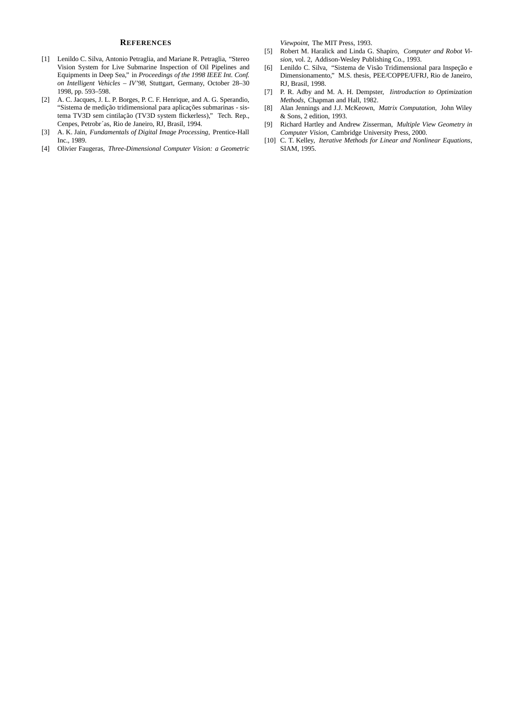## References

[1] Lenildo C. Silva, Antonio Petraglia, and Mariane R. Petraglia, "Stereo Vision System for Live Submarine Inspection of Oil Pipelines and Equipments in Deep Sea," in *Proceedings of the 1998 IEEE Int. Conf. on Intelligent Vehicles – IV'98*, Stuttgart, Germany, October 28–30 1998, pp. 593–598.

[2] A. C. Jacques, J. L. P. Borges, P. C. F. Henrique, and A. G. Sperandio, "Sistema de medição tridimensional para aplicações submarinas - sistema TV3D sem cintilação (TV3D system flickerless)," Tech. Rep., Cenpes, Petrobr´as, Rio de Janeiro, RJ, Brasil, 1994.

[3] A. K. Jain, *Fundamentals of Digital Image Processing*, Prentice-Hall Inc., 1989.

[4] Olivier Faugeras, *Three-Dimensional Computer Vision: a Geometric Viewpoint*, The MIT Press, 1993.

[5] Robert M. Haralick and Linda G. Shapiro, *Computer and Robot Vision*, vol. 2, Addison-Wesley Publishing Co., 1993.

[6] Lenildo C. Silva, "Sistema de Visão Tridimensional para Inspeção e Dimensionamento," M.S. thesis, PEE/COPPE/UFRJ, Rio de Janeiro, RJ, Brasil, 1998.

[7] P. R. Adby and M. A. H. Dempster, *Iintroduction to Optimization Methods*, Chapman and Hall, 1982.

[8] Alan Jennings and J.J. McKeown, *Matrix Computation*, John Wiley & Sons, 2 edition, 1993.

[9] Richard Hartley and Andrew Zisserman, *Multiple View Geometry in Computer Vision*, Cambridge University Press, 2000.

[10] C. T. Kelley, *Iterative Methods for Linear and Nonlinear Equations*, SIAM, 1995.